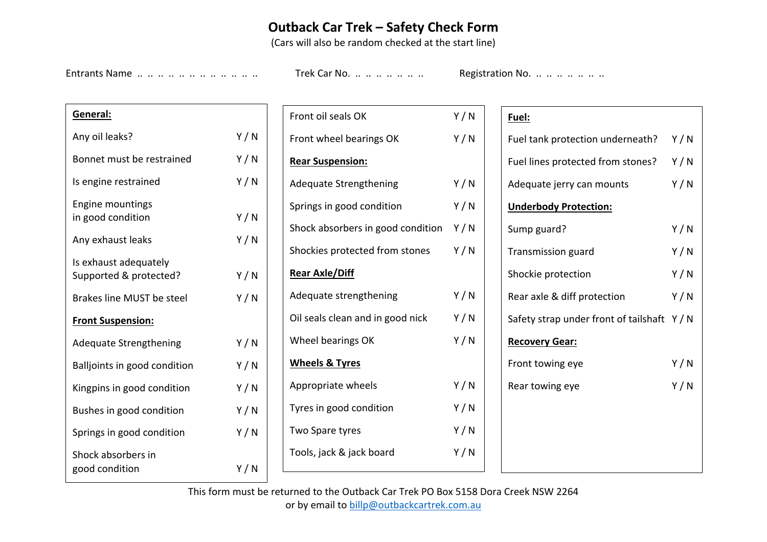# Outback Car Trek – Safety Check Form

(Cars will also be random checked at the start line)

Entrants Name .. .. .. .. .. .. .. .. .. .. .. ..    Trek Car No. .. .. .. .. .. .. ..    Registration No. .. .. .. .. .. .. ..

**General:**

| | |
|---|---|
| Any oil leaks? | Y / N |
| Bonnet must be restrained | Y / N |
| Is engine restrained | Y / N |
| Engine mountings in good condition | Y / N |
| Any exhaust leaks | Y / N |
| Is exhaust adequately Supported & protected? | Y / N |
| Brakes line MUST be steel | Y / N |

**Front Suspension:**

| | |
|---|---|
| Adequate Strengthening | Y / N |
| Balljoints in good condition | Y / N |
| Kingpins in good condition | Y / N |
| Bushes in good condition | Y / N |
| Springs in good condition | Y / N |
| Shock absorbers in good condition | Y / N |
| Front oil seals OK | Y / N |
| Front wheel bearings OK | Y / N |

**Rear Suspension:**

| | |
|---|---|
| Adequate Strengthening | Y / N |
| Springs in good condition | Y / N |
| Shock absorbers in good condition | Y / N |
| Shockies protected from stones | Y / N |

**Rear Axle/Diff**

| | |
|---|---|
| Adequate strengthening | Y / N |
| Oil seals clean and in good nick | Y / N |
| Wheel bearings OK | Y / N |

**Wheels & Tyres**

| | |
|---|---|
| Appropriate wheels | Y / N |
| Tyres in good condition | Y / N |
| Two Spare tyres | Y / N |
| Tools, jack & jack board | Y / N |

**Fuel:**

| | |
|---|---|
| Fuel tank protection underneath? | Y / N |
| Fuel lines protected from stones? | Y / N |
| Adequate jerry can mounts | Y / N |

**Underbody Protection:**

| | |
|---|---|
| Sump guard? | Y / N |
| Transmission guard | Y / N |
| Shockie protection | Y / N |
| Rear axle & diff protection | Y / N |
| Safety strap under front of tailshaft | Y / N |

**Recovery Gear:**

| | |
|---|---|
| Front towing eye | Y / N |
| Rear towing eye | Y / N |

This form must be returned to the Outback Car Trek PO Box 5158 Dora Creek NSW 2264
or by email to billp@outbackcartrek.com.au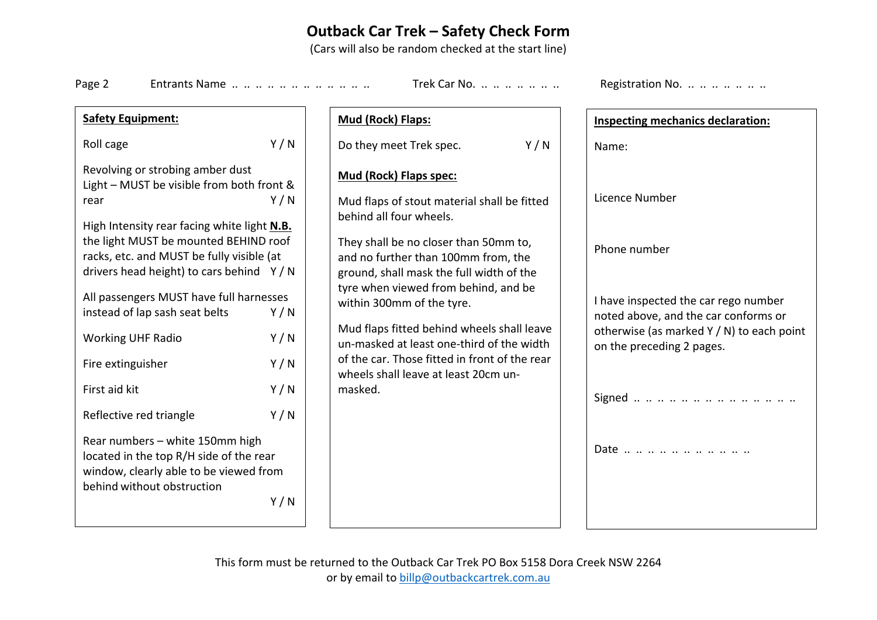# Outback Car Trek – Safety Check Form

(Cars will also be random checked at the start line)

Page 2 Entrants Name .. .. .. .. .. .. .. .. .. .. .. .. Trek Car No. .. .. .. .. .. .. .. Registration No. .. .. .. .. .. .. ..

**Safety Equipment:**

Roll cage Y / N

Revolving or strobing amber dust Light – MUST be visible from both front & rear Y / N

High Intensity rear facing white light **N.B.** the light MUST be mounted BEHIND roof racks, etc. and MUST be fully visible (at drivers head height) to cars behind Y / N

All passengers MUST have full harnesses instead of lap sash seat belts Y / N

Working UHF Radio Y / N

Fire extinguisher Y / N

First aid kit Y / N

Reflective red triangle Y / N

Rear numbers – white 150mm high located in the top R/H side of the rear window, clearly able to be viewed from behind without obstruction Y / N

**Mud (Rock) Flaps:**

Do they meet Trek spec. Y / N

**Mud (Rock) Flaps spec:**

Mud flaps of stout material shall be fitted behind all four wheels.

They shall be no closer than 50mm to, and no further than 100mm from, the ground, shall mask the full width of the tyre when viewed from behind, and be within 300mm of the tyre.

Mud flaps fitted behind wheels shall leave un-masked at least one-third of the width of the car. Those fitted in front of the rear wheels shall leave at least 20cm un-masked.

**Inspecting mechanics declaration:**

Name:

Licence Number

Phone number

I have inspected the car rego number noted above, and the car conforms or otherwise (as marked Y / N) to each point on the preceding 2 pages.

Signed .. .. .. .. .. .. .. .. .. .. .. .. .. ..

Date .. .. .. .. .. .. .. .. .. .. .. ..

This form must be returned to the Outback Car Trek PO Box 5158 Dora Creek NSW 2264 or by email to billp@outbackcartrek.com.au